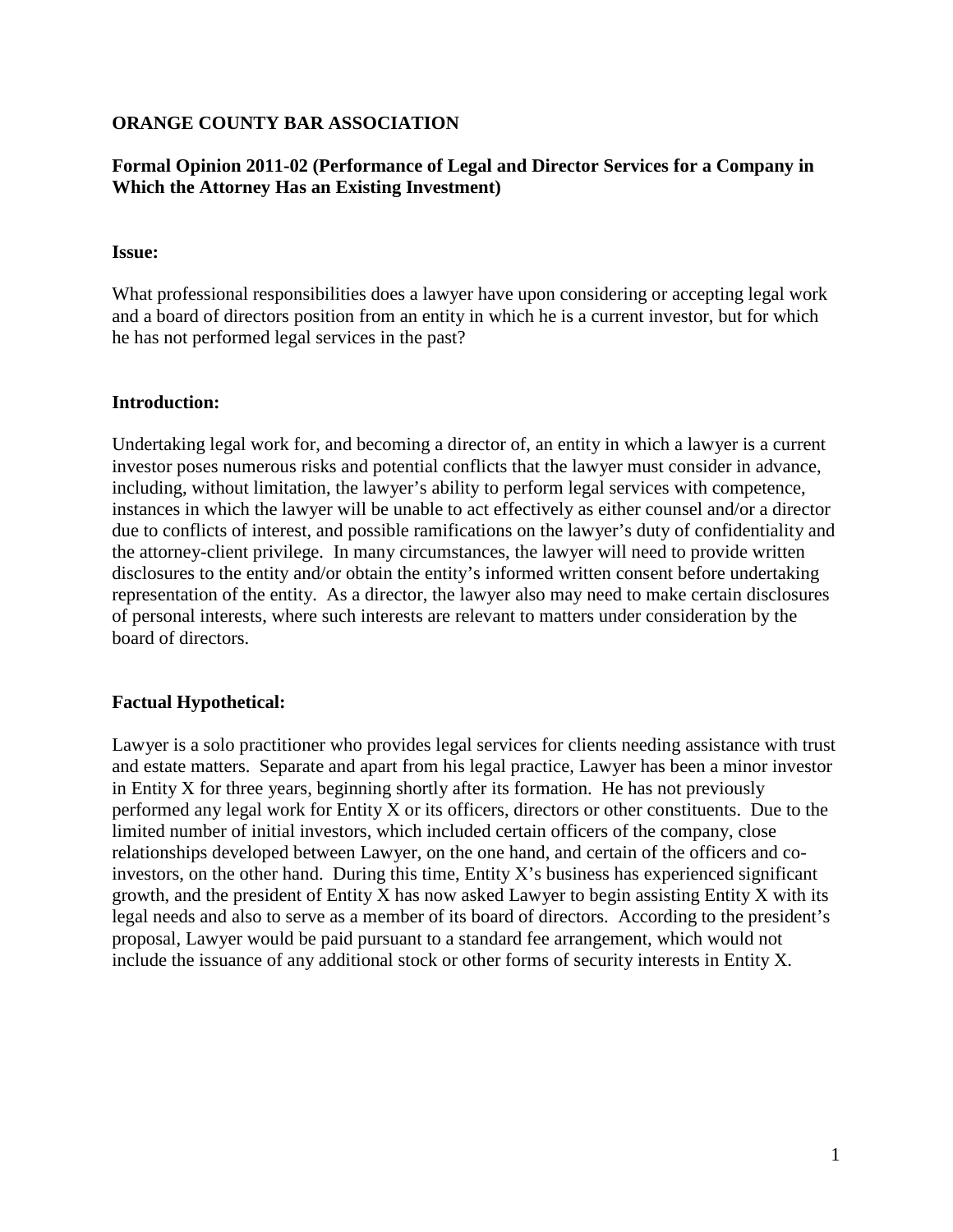**ORANGE COUNTY BAR ASSOCIATION**

**Formal Opinion 2011-02 (Performance of Legal and Director Services for a Company in Which the Attorney Has an Existing Investment)**

**Issue:**

What professional responsibilities does a lawyer have upon considering or accepting legal work and a board of directors position from an entity in which he is a current investor, but for which he has not performed legal services in the past?

**Introduction:**

Undertaking legal work for, and becoming a director of, an entity in which a lawyer is a current investor poses numerous risks and potential conflicts that the lawyer must consider in advance, including, without limitation, the lawyer's ability to perform legal services with competence, instances in which the lawyer will be unable to act effectively as either counsel and/or a director due to conflicts of interest, and possible ramifications on the lawyer's duty of confidentiality and the attorney-client privilege. In many circumstances, the lawyer will need to provide written disclosures to the entity and/or obtain the entity's informed written consent before undertaking representation of the entity. As a director, the lawyer also may need to make certain disclosures of personal interests, where such interests are relevant to matters under consideration by the board of directors.

**Factual Hypothetical:**

Lawyer is a solo practitioner who provides legal services for clients needing assistance with trust and estate matters. Separate and apart from his legal practice, Lawyer has been a minor investor in Entity X for three years, beginning shortly after its formation. He has not previously performed any legal work for Entity X or its officers, directors or other constituents. Due to the limited number of initial investors, which included certain officers of the company, close relationships developed between Lawyer, on the one hand, and certain of the officers and co-investors, on the other hand. During this time, Entity X's business has experienced significant growth, and the president of Entity X has now asked Lawyer to begin assisting Entity X with its legal needs and also to serve as a member of its board of directors. According to the president's proposal, Lawyer would be paid pursuant to a standard fee arrangement, which would not include the issuance of any additional stock or other forms of security interests in Entity X.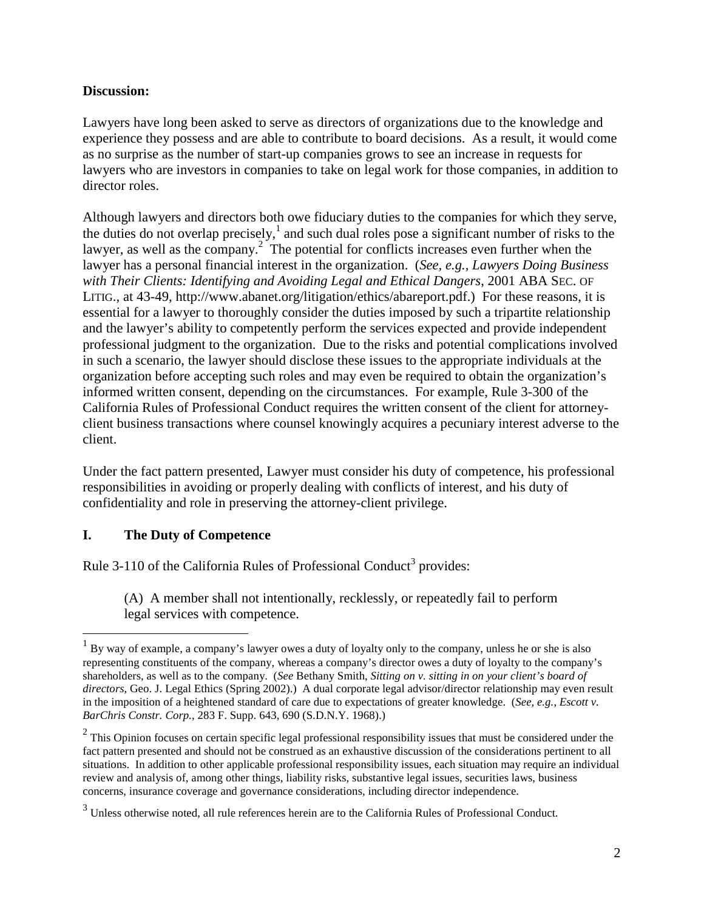**Discussion:**

Lawyers have long been asked to serve as directors of organizations due to the knowledge and experience they possess and are able to contribute to board decisions. As a result, it would come as no surprise as the number of start-up companies grows to see an increase in requests for lawyers who are investors in companies to take on legal work for those companies, in addition to director roles.

Although lawyers and directors both owe fiduciary duties to the companies for which they serve, the duties do not overlap precisely,[1] and such dual roles pose a significant number of risks to the lawyer, as well as the company.[2] The potential for conflicts increases even further when the lawyer has a personal financial interest in the organization. (*See, e.g.*, *Lawyers Doing Business with Their Clients: Identifying and Avoiding Legal and Ethical Dangers*, 2001 ABA SEC. OF LITIG., at 43-49, http://www.abanet.org/litigation/ethics/abareport.pdf.) For these reasons, it is essential for a lawyer to thoroughly consider the duties imposed by such a tripartite relationship and the lawyer's ability to competently perform the services expected and provide independent professional judgment to the organization. Due to the risks and potential complications involved in such a scenario, the lawyer should disclose these issues to the appropriate individuals at the organization before accepting such roles and may even be required to obtain the organization's informed written consent, depending on the circumstances. For example, Rule 3-300 of the California Rules of Professional Conduct requires the written consent of the client for attorney-client business transactions where counsel knowingly acquires a pecuniary interest adverse to the client.

Under the fact pattern presented, Lawyer must consider his duty of competence, his professional responsibilities in avoiding or properly dealing with conflicts of interest, and his duty of confidentiality and role in preserving the attorney-client privilege.

## I. The Duty of Competence

Rule 3-110 of the California Rules of Professional Conduct[3] provides:

> (A) A member shall not intentionally, recklessly, or repeatedly fail to perform legal services with competence.

---

[1] By way of example, a company's lawyer owes a duty of loyalty only to the company, unless he or she is also representing constituents of the company, whereas a company's director owes a duty of loyalty to the company's shareholders, as well as to the company. (*See* Bethany Smith, *Sitting on v. sitting in on your client's board of directors*, Geo. J. Legal Ethics (Spring 2002).) A dual corporate legal advisor/director relationship may even result in the imposition of a heightened standard of care due to expectations of greater knowledge. (*See, e.g.*, *Escott v. BarChris Constr. Corp.*, 283 F. Supp. 643, 690 (S.D.N.Y. 1968).)

[2] This Opinion focuses on certain specific legal professional responsibility issues that must be considered under the fact pattern presented and should not be construed as an exhaustive discussion of the considerations pertinent to all situations. In addition to other applicable professional responsibility issues, each situation may require an individual review and analysis of, among other things, liability risks, substantive legal issues, securities laws, business concerns, insurance coverage and governance considerations, including director independence.

[3] Unless otherwise noted, all rule references herein are to the California Rules of Professional Conduct.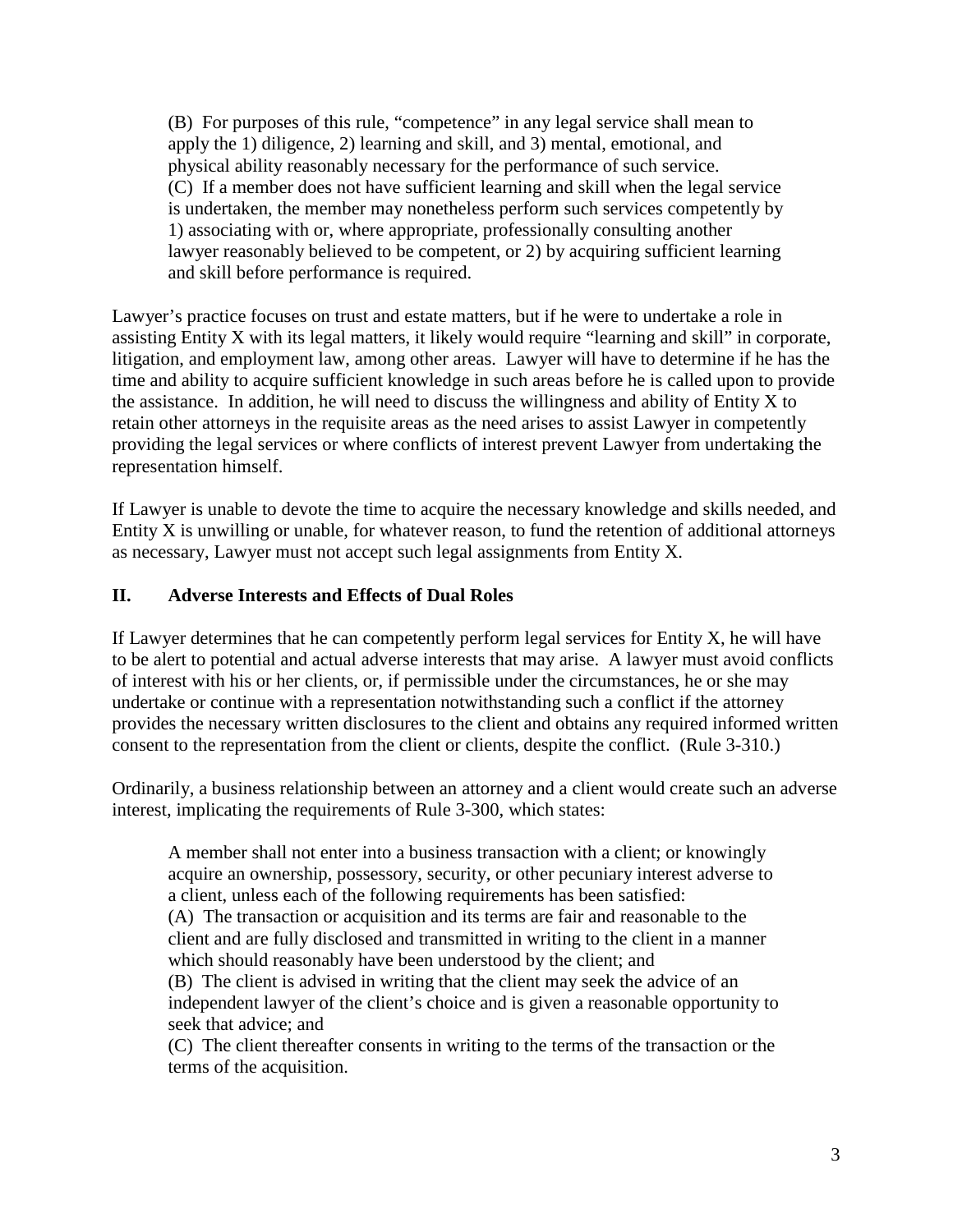> (B) For purposes of this rule, "competence" in any legal service shall mean to apply the 1) diligence, 2) learning and skill, and 3) mental, emotional, and physical ability reasonably necessary for the performance of such service.
> (C) If a member does not have sufficient learning and skill when the legal service is undertaken, the member may nonetheless perform such services competently by 1) associating with or, where appropriate, professionally consulting another lawyer reasonably believed to be competent, or 2) by acquiring sufficient learning and skill before performance is required.

Lawyer's practice focuses on trust and estate matters, but if he were to undertake a role in assisting Entity X with its legal matters, it likely would require "learning and skill" in corporate, litigation, and employment law, among other areas. Lawyer will have to determine if he has the time and ability to acquire sufficient knowledge in such areas before he is called upon to provide the assistance. In addition, he will need to discuss the willingness and ability of Entity X to retain other attorneys in the requisite areas as the need arises to assist Lawyer in competently providing the legal services or where conflicts of interest prevent Lawyer from undertaking the representation himself.

If Lawyer is unable to devote the time to acquire the necessary knowledge and skills needed, and Entity X is unwilling or unable, for whatever reason, to fund the retention of additional attorneys as necessary, Lawyer must not accept such legal assignments from Entity X.

## II. Adverse Interests and Effects of Dual Roles

If Lawyer determines that he can competently perform legal services for Entity X, he will have to be alert to potential and actual adverse interests that may arise. A lawyer must avoid conflicts of interest with his or her clients, or, if permissible under the circumstances, he or she may undertake or continue with a representation notwithstanding such a conflict if the attorney provides the necessary written disclosures to the client and obtains any required informed written consent to the representation from the client or clients, despite the conflict. (Rule 3-310.)

Ordinarily, a business relationship between an attorney and a client would create such an adverse interest, implicating the requirements of Rule 3-300, which states:

> A member shall not enter into a business transaction with a client; or knowingly acquire an ownership, possessory, security, or other pecuniary interest adverse to a client, unless each of the following requirements has been satisfied:
> (A) The transaction or acquisition and its terms are fair and reasonable to the client and are fully disclosed and transmitted in writing to the client in a manner which should reasonably have been understood by the client; and
> (B) The client is advised in writing that the client may seek the advice of an independent lawyer of the client's choice and is given a reasonable opportunity to seek that advice; and
> (C) The client thereafter consents in writing to the terms of the transaction or the terms of the acquisition.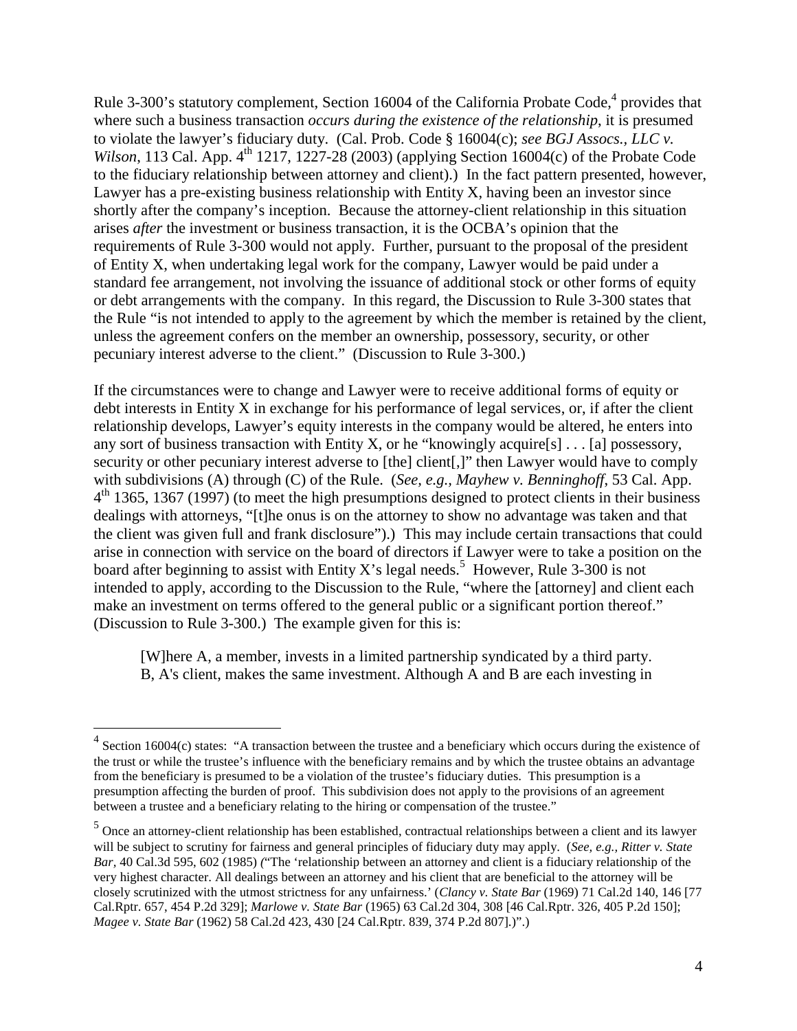Rule 3-300's statutory complement, Section 16004 of the California Probate Code,[4] provides that where such a business transaction *occurs during the existence of the relationship*, it is presumed to violate the lawyer's fiduciary duty. (Cal. Prob. Code § 16004(c); *see BGJ Assocs., LLC v. Wilson*, 113 Cal. App. 4th 1217, 1227-28 (2003) (applying Section 16004(c) of the Probate Code to the fiduciary relationship between attorney and client).) In the fact pattern presented, however, Lawyer has a pre-existing business relationship with Entity X, having been an investor since shortly after the company's inception. Because the attorney-client relationship in this situation arises *after* the investment or business transaction, it is the OCBA's opinion that the requirements of Rule 3-300 would not apply. Further, pursuant to the proposal of the president of Entity X, when undertaking legal work for the company, Lawyer would be paid under a standard fee arrangement, not involving the issuance of additional stock or other forms of equity or debt arrangements with the company. In this regard, the Discussion to Rule 3-300 states that the Rule "is not intended to apply to the agreement by which the member is retained by the client, unless the agreement confers on the member an ownership, possessory, security, or other pecuniary interest adverse to the client." (Discussion to Rule 3-300.)

If the circumstances were to change and Lawyer were to receive additional forms of equity or debt interests in Entity X in exchange for his performance of legal services, or, if after the client relationship develops, Lawyer's equity interests in the company would be altered, he enters into any sort of business transaction with Entity X, or he "knowingly acquire[s] . . . [a] possessory, security or other pecuniary interest adverse to [the] client[,]" then Lawyer would have to comply with subdivisions (A) through (C) of the Rule. (*See, e.g., Mayhew v. Benninghoff*, 53 Cal. App. 4th 1365, 1367 (1997) (to meet the high presumptions designed to protect clients in their business dealings with attorneys, "[t]he onus is on the attorney to show no advantage was taken and that the client was given full and frank disclosure").) This may include certain transactions that could arise in connection with service on the board of directors if Lawyer were to take a position on the board after beginning to assist with Entity X's legal needs.[5] However, Rule 3-300 is not intended to apply, according to the Discussion to the Rule, "where the [attorney] and client each make an investment on terms offered to the general public or a significant portion thereof." (Discussion to Rule 3-300.) The example given for this is:

> [W]here A, a member, invests in a limited partnership syndicated by a third party. B, A's client, makes the same investment. Although A and B are each investing in

---

[4] Section 16004(c) states: "A transaction between the trustee and a beneficiary which occurs during the existence of the trust or while the trustee's influence with the beneficiary remains and by which the trustee obtains an advantage from the beneficiary is presumed to be a violation of the trustee's fiduciary duties. This presumption is a presumption affecting the burden of proof. This subdivision does not apply to the provisions of an agreement between a trustee and a beneficiary relating to the hiring or compensation of the trustee."

[5] Once an attorney-client relationship has been established, contractual relationships between a client and its lawyer will be subject to scrutiny for fairness and general principles of fiduciary duty may apply. (*See, e.g., Ritter v. State Bar*, 40 Cal.3d 595, 602 (1985) ("The 'relationship between an attorney and client is a fiduciary relationship of the very highest character. All dealings between an attorney and his client that are beneficial to the attorney will be closely scrutinized with the utmost strictness for any unfairness.' (*Clancy v. State Bar* (1969) 71 Cal.2d 140, 146 [77 Cal.Rptr. 657, 454 P.2d 329]; *Marlowe v. State Bar* (1965) 63 Cal.2d 304, 308 [46 Cal.Rptr. 326, 405 P.2d 150]; *Magee v. State Bar* (1962) 58 Cal.2d 423, 430 [24 Cal.Rptr. 839, 374 P.2d 807].)".)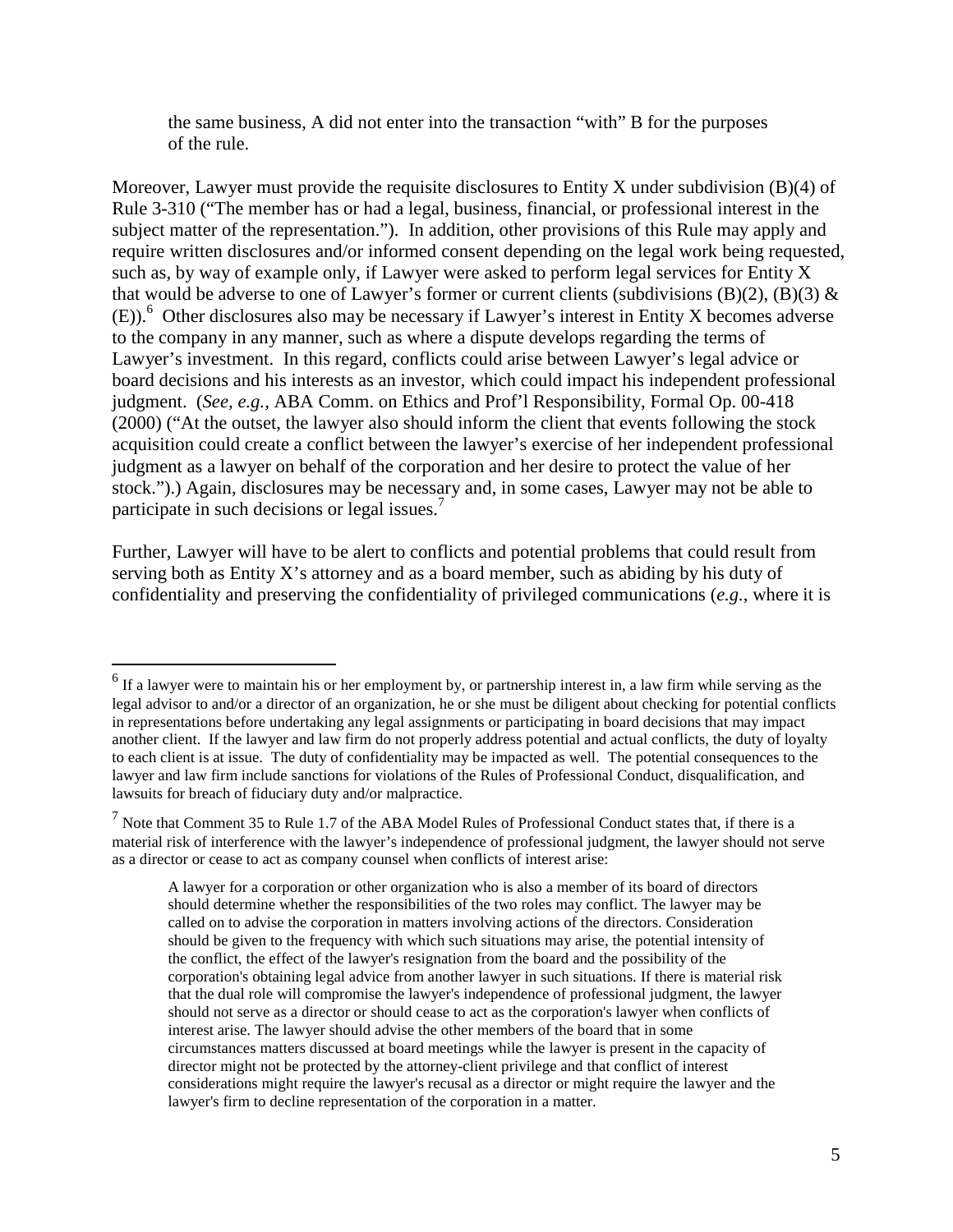> the same business, A did not enter into the transaction "with" B for the purposes of the rule.

Moreover, Lawyer must provide the requisite disclosures to Entity X under subdivision (B)(4) of Rule 3-310 ("The member has or had a legal, business, financial, or professional interest in the subject matter of the representation."). In addition, other provisions of this Rule may apply and require written disclosures and/or informed consent depending on the legal work being requested, such as, by way of example only, if Lawyer were asked to perform legal services for Entity X that would be adverse to one of Lawyer's former or current clients (subdivisions (B)(2), (B)(3) & (E)).[6] Other disclosures also may be necessary if Lawyer's interest in Entity X becomes adverse to the company in any manner, such as where a dispute develops regarding the terms of Lawyer's investment. In this regard, conflicts could arise between Lawyer's legal advice or board decisions and his interests as an investor, which could impact his independent professional judgment. (*See, e.g.,* ABA Comm. on Ethics and Prof'l Responsibility, Formal Op. 00-418 (2000) ("At the outset, the lawyer also should inform the client that events following the stock acquisition could create a conflict between the lawyer's exercise of her independent professional judgment as a lawyer on behalf of the corporation and her desire to protect the value of her stock.").) Again, disclosures may be necessary and, in some cases, Lawyer may not be able to participate in such decisions or legal issues.[7]

Further, Lawyer will have to be alert to conflicts and potential problems that could result from serving both as Entity X's attorney and as a board member, such as abiding by his duty of confidentiality and preserving the confidentiality of privileged communications (*e.g.*, where it is

---

[6] If a lawyer were to maintain his or her employment by, or partnership interest in, a law firm while serving as the legal advisor to and/or a director of an organization, he or she must be diligent about checking for potential conflicts in representations before undertaking any legal assignments or participating in board decisions that may impact another client. If the lawyer and law firm do not properly address potential and actual conflicts, the duty of loyalty to each client is at issue. The duty of confidentiality may be impacted as well. The potential consequences to the lawyer and law firm include sanctions for violations of the Rules of Professional Conduct, disqualification, and lawsuits for breach of fiduciary duty and/or malpractice.

[7] Note that Comment 35 to Rule 1.7 of the ABA Model Rules of Professional Conduct states that, if there is a material risk of interference with the lawyer's independence of professional judgment, the lawyer should not serve as a director or cease to act as company counsel when conflicts of interest arise:

> A lawyer for a corporation or other organization who is also a member of its board of directors should determine whether the responsibilities of the two roles may conflict. The lawyer may be called on to advise the corporation in matters involving actions of the directors. Consideration should be given to the frequency with which such situations may arise, the potential intensity of the conflict, the effect of the lawyer's resignation from the board and the possibility of the corporation's obtaining legal advice from another lawyer in such situations. If there is material risk that the dual role will compromise the lawyer's independence of professional judgment, the lawyer should not serve as a director or should cease to act as the corporation's lawyer when conflicts of interest arise. The lawyer should advise the other members of the board that in some circumstances matters discussed at board meetings while the lawyer is present in the capacity of director might not be protected by the attorney-client privilege and that conflict of interest considerations might require the lawyer's recusal as a director or might require the lawyer and the lawyer's firm to decline representation of the corporation in a matter.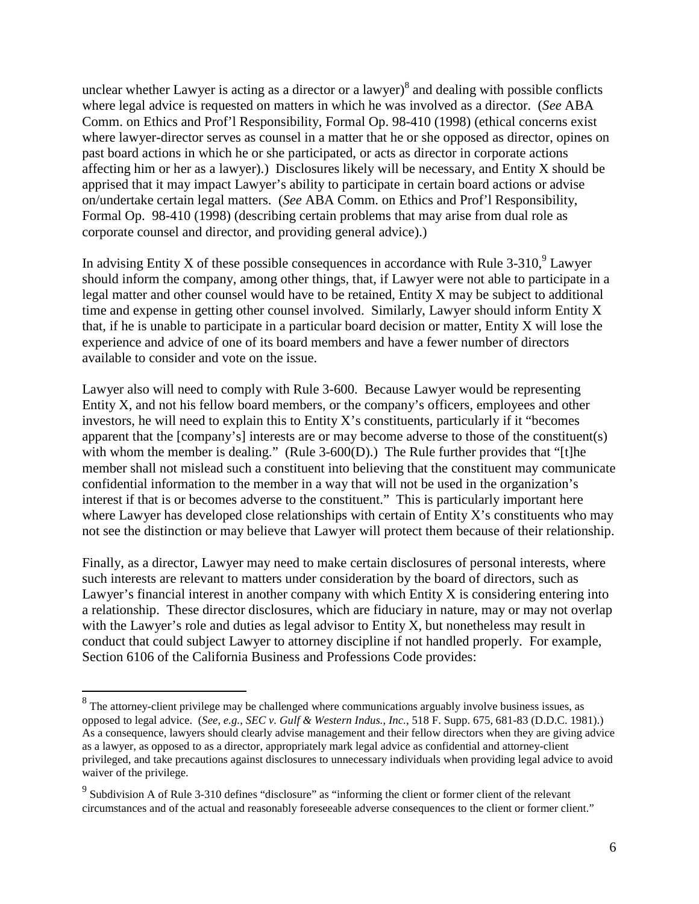unclear whether Lawyer is acting as a director or a lawyer)[8] and dealing with possible conflicts where legal advice is requested on matters in which he was involved as a director. (*See* ABA Comm. on Ethics and Prof'l Responsibility, Formal Op. 98-410 (1998) (ethical concerns exist where lawyer-director serves as counsel in a matter that he or she opposed as director, opines on past board actions in which he or she participated, or acts as director in corporate actions affecting him or her as a lawyer).) Disclosures likely will be necessary, and Entity X should be apprised that it may impact Lawyer's ability to participate in certain board actions or advise on/undertake certain legal matters. (*See* ABA Comm. on Ethics and Prof'l Responsibility, Formal Op. 98-410 (1998) (describing certain problems that may arise from dual role as corporate counsel and director, and providing general advice).)

In advising Entity X of these possible consequences in accordance with Rule 3-310,[9] Lawyer should inform the company, among other things, that, if Lawyer were not able to participate in a legal matter and other counsel would have to be retained, Entity X may be subject to additional time and expense in getting other counsel involved. Similarly, Lawyer should inform Entity X that, if he is unable to participate in a particular board decision or matter, Entity X will lose the experience and advice of one of its board members and have a fewer number of directors available to consider and vote on the issue.

Lawyer also will need to comply with Rule 3-600. Because Lawyer would be representing Entity X, and not his fellow board members, or the company's officers, employees and other investors, he will need to explain this to Entity X's constituents, particularly if it "becomes apparent that the [company's] interests are or may become adverse to those of the constituent(s) with whom the member is dealing." (Rule 3-600(D).) The Rule further provides that "[t]he member shall not mislead such a constituent into believing that the constituent may communicate confidential information to the member in a way that will not be used in the organization's interest if that is or becomes adverse to the constituent." This is particularly important here where Lawyer has developed close relationships with certain of Entity X's constituents who may not see the distinction or may believe that Lawyer will protect them because of their relationship.

Finally, as a director, Lawyer may need to make certain disclosures of personal interests, where such interests are relevant to matters under consideration by the board of directors, such as Lawyer's financial interest in another company with which Entity X is considering entering into a relationship. These director disclosures, which are fiduciary in nature, may or may not overlap with the Lawyer's role and duties as legal advisor to Entity X, but nonetheless may result in conduct that could subject Lawyer to attorney discipline if not handled properly. For example, Section 6106 of the California Business and Professions Code provides:

---

[8] The attorney-client privilege may be challenged where communications arguably involve business issues, as opposed to legal advice. (*See, e.g.*, *SEC v. Gulf & Western Indus., Inc.*, 518 F. Supp. 675, 681-83 (D.D.C. 1981).) As a consequence, lawyers should clearly advise management and their fellow directors when they are giving advice as a lawyer, as opposed to as a director, appropriately mark legal advice as confidential and attorney-client privileged, and take precautions against disclosures to unnecessary individuals when providing legal advice to avoid waiver of the privilege.

[9] Subdivision A of Rule 3-310 defines "disclosure" as "informing the client or former client of the relevant circumstances and of the actual and reasonably foreseeable adverse consequences to the client or former client."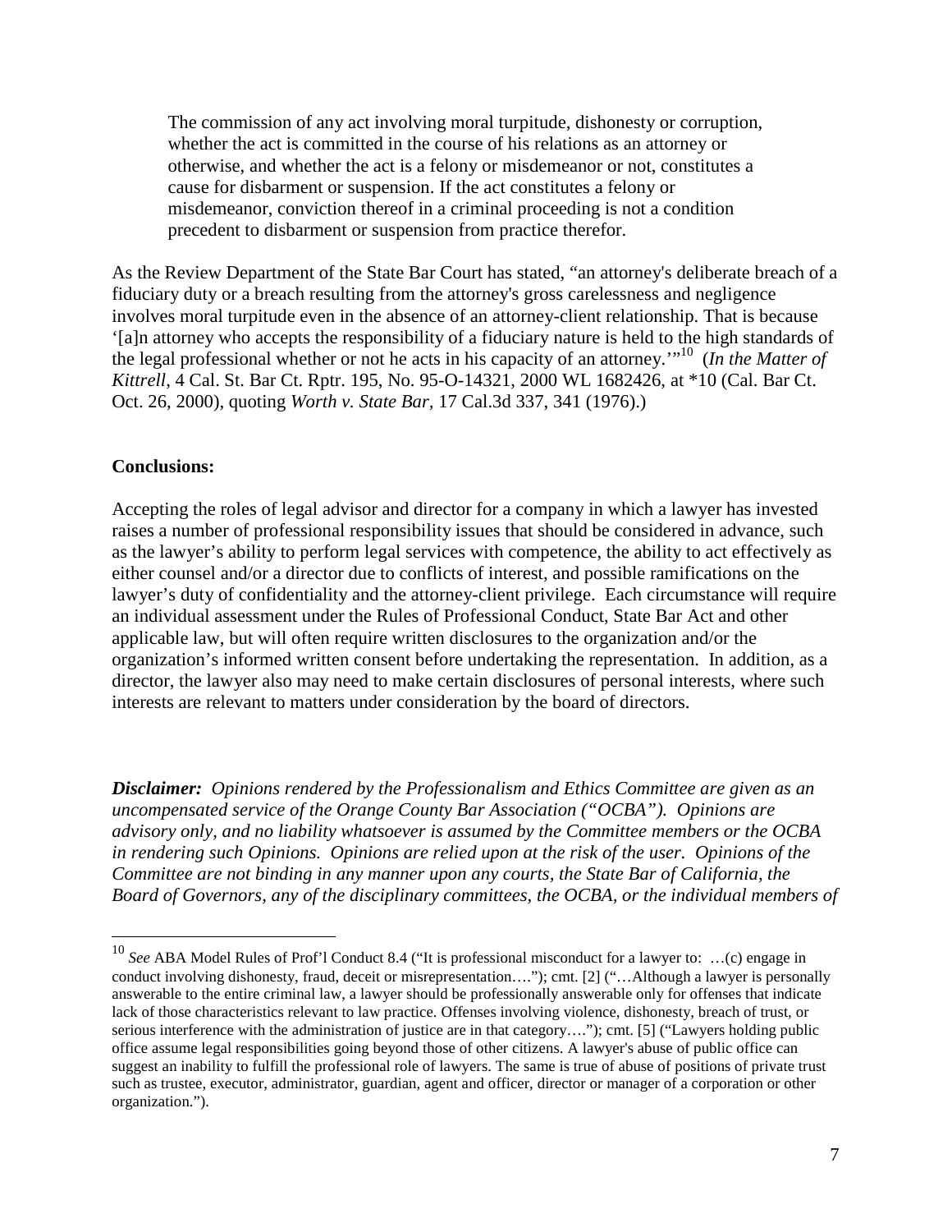> The commission of any act involving moral turpitude, dishonesty or corruption, whether the act is committed in the course of his relations as an attorney or otherwise, and whether the act is a felony or misdemeanor or not, constitutes a cause for disbarment or suspension. If the act constitutes a felony or misdemeanor, conviction thereof in a criminal proceeding is not a condition precedent to disbarment or suspension from practice therefor.

As the Review Department of the State Bar Court has stated, "an attorney's deliberate breach of a fiduciary duty or a breach resulting from the attorney's gross carelessness and negligence involves moral turpitude even in the absence of an attorney-client relationship. That is because '[a]n attorney who accepts the responsibility of a fiduciary nature is held to the high standards of the legal professional whether or not he acts in his capacity of an attorney.'"[10] (*In the Matter of Kittrell*, 4 Cal. St. Bar Ct. Rptr. 195, No. 95-O-14321, 2000 WL 1682426, at *10 (Cal. Bar Ct. Oct. 26, 2000), quoting *Worth v. State Bar,* 17 Cal.3d 337, 341 (1976).)

**Conclusions:**

Accepting the roles of legal advisor and director for a company in which a lawyer has invested raises a number of professional responsibility issues that should be considered in advance, such as the lawyer's ability to perform legal services with competence, the ability to act effectively as either counsel and/or a director due to conflicts of interest, and possible ramifications on the lawyer's duty of confidentiality and the attorney-client privilege. Each circumstance will require an individual assessment under the Rules of Professional Conduct, State Bar Act and other applicable law, but will often require written disclosures to the organization and/or the organization's informed written consent before undertaking the representation. In addition, as a director, the lawyer also may need to make certain disclosures of personal interests, where such interests are relevant to matters under consideration by the board of directors.

***Disclaimer:*** *Opinions rendered by the Professionalism and Ethics Committee are given as an uncompensated service of the Orange County Bar Association ("OCBA"). Opinions are advisory only, and no liability whatsoever is assumed by the Committee members or the OCBA in rendering such Opinions. Opinions are relied upon at the risk of the user. Opinions of the Committee are not binding in any manner upon any courts, the State Bar of California, the Board of Governors, any of the disciplinary committees, the OCBA, or the individual members of*

---

[10] *See* ABA Model Rules of Prof'l Conduct 8.4 ("It is professional misconduct for a lawyer to: …(c) engage in conduct involving dishonesty, fraud, deceit or misrepresentation…."); cmt. [2] ("…Although a lawyer is personally answerable to the entire criminal law, a lawyer should be professionally answerable only for offenses that indicate lack of those characteristics relevant to law practice. Offenses involving violence, dishonesty, breach of trust, or serious interference with the administration of justice are in that category…."); cmt. [5] ("Lawyers holding public office assume legal responsibilities going beyond those of other citizens. A lawyer's abuse of public office can suggest an inability to fulfill the professional role of lawyers. The same is true of abuse of positions of private trust such as trustee, executor, administrator, guardian, agent and officer, director or manager of a corporation or other organization.").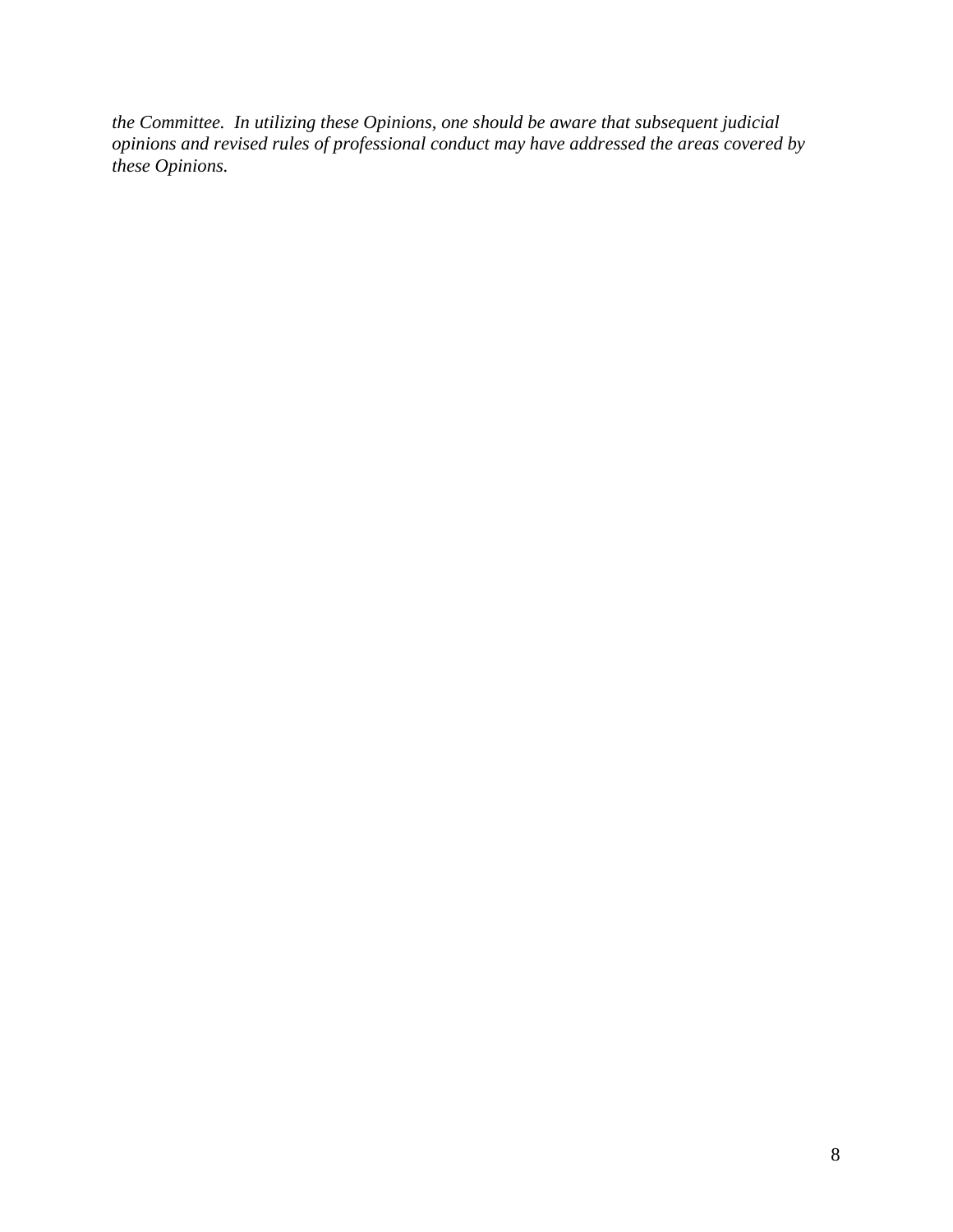*the Committee. In utilizing these Opinions, one should be aware that subsequent judicial opinions and revised rules of professional conduct may have addressed the areas covered by these Opinions.*